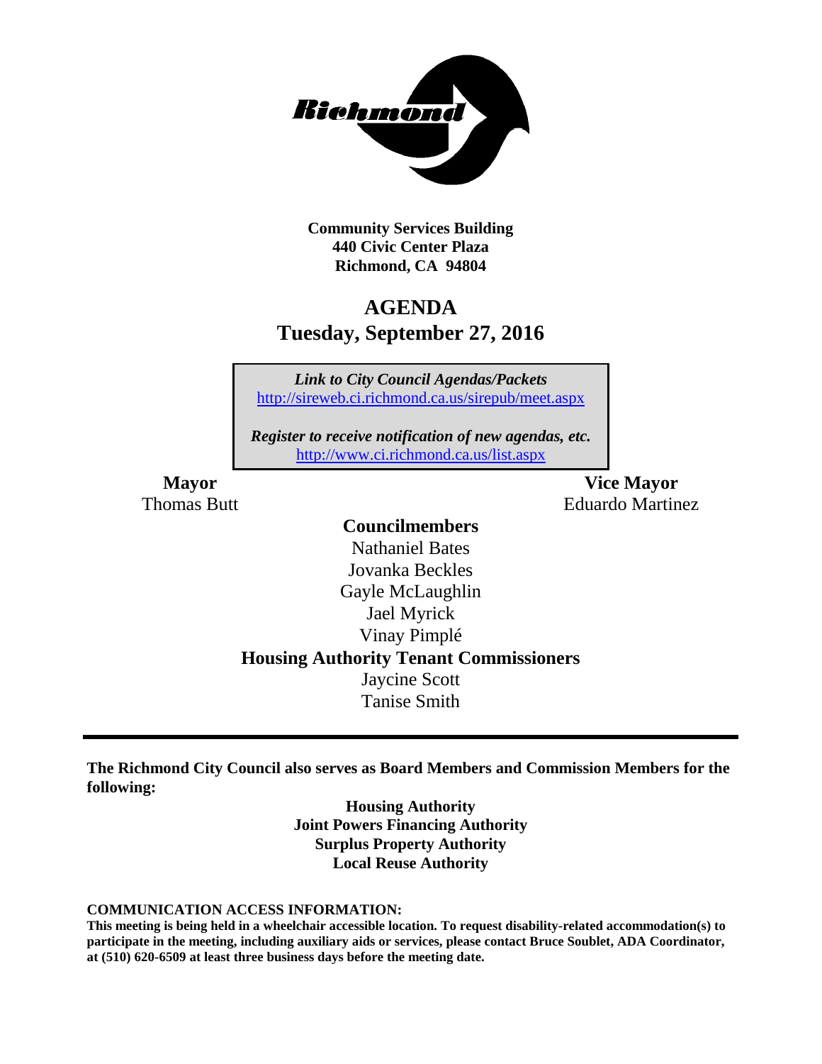**Community Services Building**
**440 Civic Center Plaza**
**Richmond, CA 94804**

# AGENDA
## Tuesday, September 27, 2016

*Link to City Council Agendas/Packets*
http://sireweb.ci.richmond.ca.us/sirepub/meet.aspx

*Register to receive notification of new agendas, etc.*
http://www.ci.richmond.ca.us/list.aspx

**Mayor**
Thomas Butt

**Vice Mayor**
Eduardo Martinez

**Councilmembers**
Nathaniel Bates
Jovanka Beckles
Gayle McLaughlin
Jael Myrick
Vinay Pimplé

**Housing Authority Tenant Commissioners**
Jaycine Scott
Tanise Smith

---

**The Richmond City Council also serves as Board Members and Commission Members for the following:**

**Housing Authority**
**Joint Powers Financing Authority**
**Surplus Property Authority**
**Local Reuse Authority**

**COMMUNICATION ACCESS INFORMATION:**
**This meeting is being held in a wheelchair accessible location. To request disability-related accommodation(s) to participate in the meeting, including auxiliary aids or services, please contact Bruce Soublet, ADA Coordinator, at (510) 620-6509 at least three business days before the meeting date.**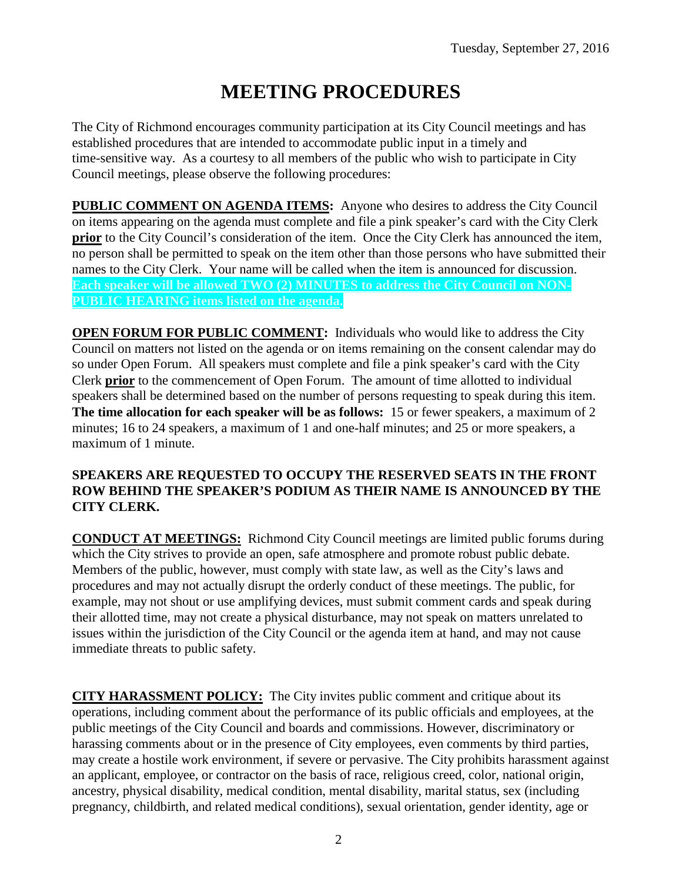Tuesday, September 27, 2016

# MEETING PROCEDURES

The City of Richmond encourages community participation at its City Council meetings and has established procedures that are intended to accommodate public input in a timely and time-sensitive way. As a courtesy to all members of the public who wish to participate in City Council meetings, please observe the following procedures:

**PUBLIC COMMENT ON AGENDA ITEMS:** Anyone who desires to address the City Council on items appearing on the agenda must complete and file a pink speaker's card with the City Clerk **prior** to the City Council's consideration of the item. Once the City Clerk has announced the item, no person shall be permitted to speak on the item other than those persons who have submitted their names to the City Clerk. Your name will be called when the item is announced for discussion. **Each speaker will be allowed TWO (2) MINUTES to address the City Council on NON-PUBLIC HEARING items listed on the agenda.**

**OPEN FORUM FOR PUBLIC COMMENT:** Individuals who would like to address the City Council on matters not listed on the agenda or on items remaining on the consent calendar may do so under Open Forum. All speakers must complete and file a pink speaker's card with the City Clerk **prior** to the commencement of Open Forum. The amount of time allotted to individual speakers shall be determined based on the number of persons requesting to speak during this item. **The time allocation for each speaker will be as follows:** 15 or fewer speakers, a maximum of 2 minutes; 16 to 24 speakers, a maximum of 1 and one-half minutes; and 25 or more speakers, a maximum of 1 minute.

**SPEAKERS ARE REQUESTED TO OCCUPY THE RESERVED SEATS IN THE FRONT ROW BEHIND THE SPEAKER'S PODIUM AS THEIR NAME IS ANNOUNCED BY THE CITY CLERK.**

**CONDUCT AT MEETINGS:** Richmond City Council meetings are limited public forums during which the City strives to provide an open, safe atmosphere and promote robust public debate. Members of the public, however, must comply with state law, as well as the City's laws and procedures and may not actually disrupt the orderly conduct of these meetings. The public, for example, may not shout or use amplifying devices, must submit comment cards and speak during their allotted time, may not create a physical disturbance, may not speak on matters unrelated to issues within the jurisdiction of the City Council or the agenda item at hand, and may not cause immediate threats to public safety.

**CITY HARASSMENT POLICY:** The City invites public comment and critique about its operations, including comment about the performance of its public officials and employees, at the public meetings of the City Council and boards and commissions. However, discriminatory or harassing comments about or in the presence of City employees, even comments by third parties, may create a hostile work environment, if severe or pervasive. The City prohibits harassment against an applicant, employee, or contractor on the basis of race, religious creed, color, national origin, ancestry, physical disability, medical condition, mental disability, marital status, sex (including pregnancy, childbirth, and related medical conditions), sexual orientation, gender identity, age or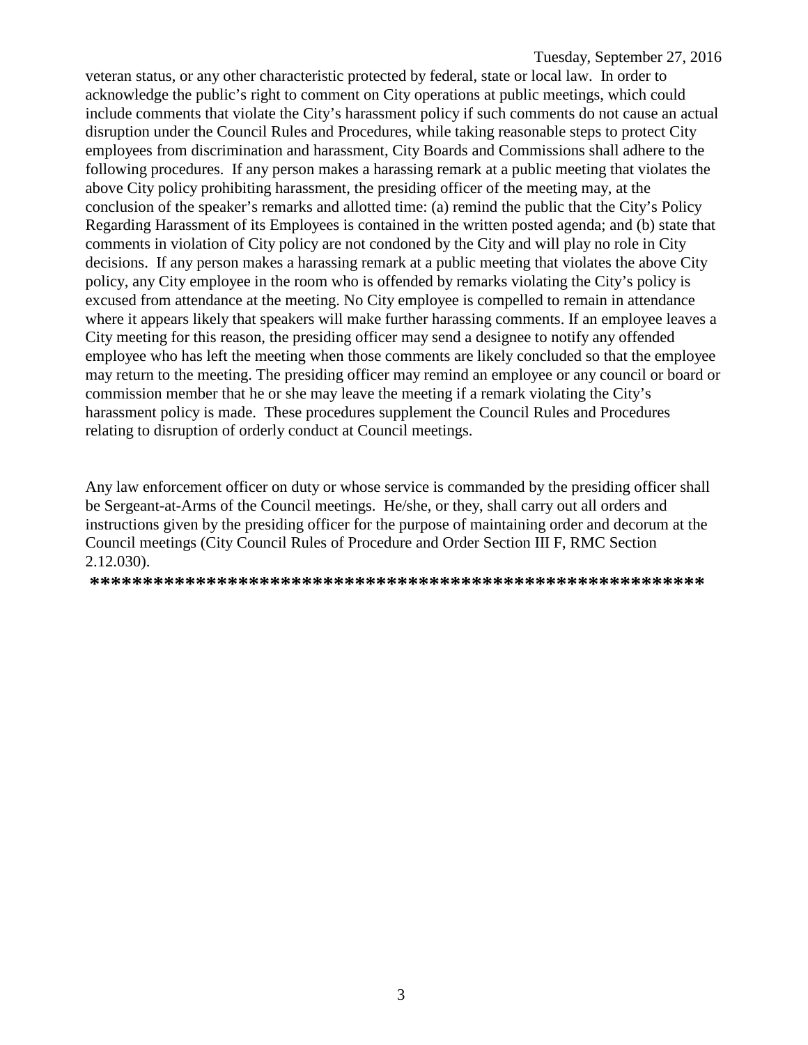veteran status, or any other characteristic protected by federal, state or local law. In order to acknowledge the public's right to comment on City operations at public meetings, which could include comments that violate the City's harassment policy if such comments do not cause an actual disruption under the Council Rules and Procedures, while taking reasonable steps to protect City employees from discrimination and harassment, City Boards and Commissions shall adhere to the following procedures. If any person makes a harassing remark at a public meeting that violates the above City policy prohibiting harassment, the presiding officer of the meeting may, at the conclusion of the speaker's remarks and allotted time: (a) remind the public that the City's Policy Regarding Harassment of its Employees is contained in the written posted agenda; and (b) state that comments in violation of City policy are not condoned by the City and will play no role in City decisions. If any person makes a harassing remark at a public meeting that violates the above City policy, any City employee in the room who is offended by remarks violating the City's policy is excused from attendance at the meeting. No City employee is compelled to remain in attendance where it appears likely that speakers will make further harassing comments. If an employee leaves a City meeting for this reason, the presiding officer may send a designee to notify any offended employee who has left the meeting when those comments are likely concluded so that the employee may return to the meeting. The presiding officer may remind an employee or any council or board or commission member that he or she may leave the meeting if a remark violating the City's harassment policy is made. These procedures supplement the Council Rules and Procedures relating to disruption of orderly conduct at Council meetings.

Any law enforcement officer on duty or whose service is commanded by the presiding officer shall be Sergeant-at-Arms of the Council meetings. He/she, or they, shall carry out all orders and instructions given by the presiding officer for the purpose of maintaining order and decorum at the Council meetings (City Council Rules of Procedure and Order Section III F, RMC Section 2.12.030).

**************************************************************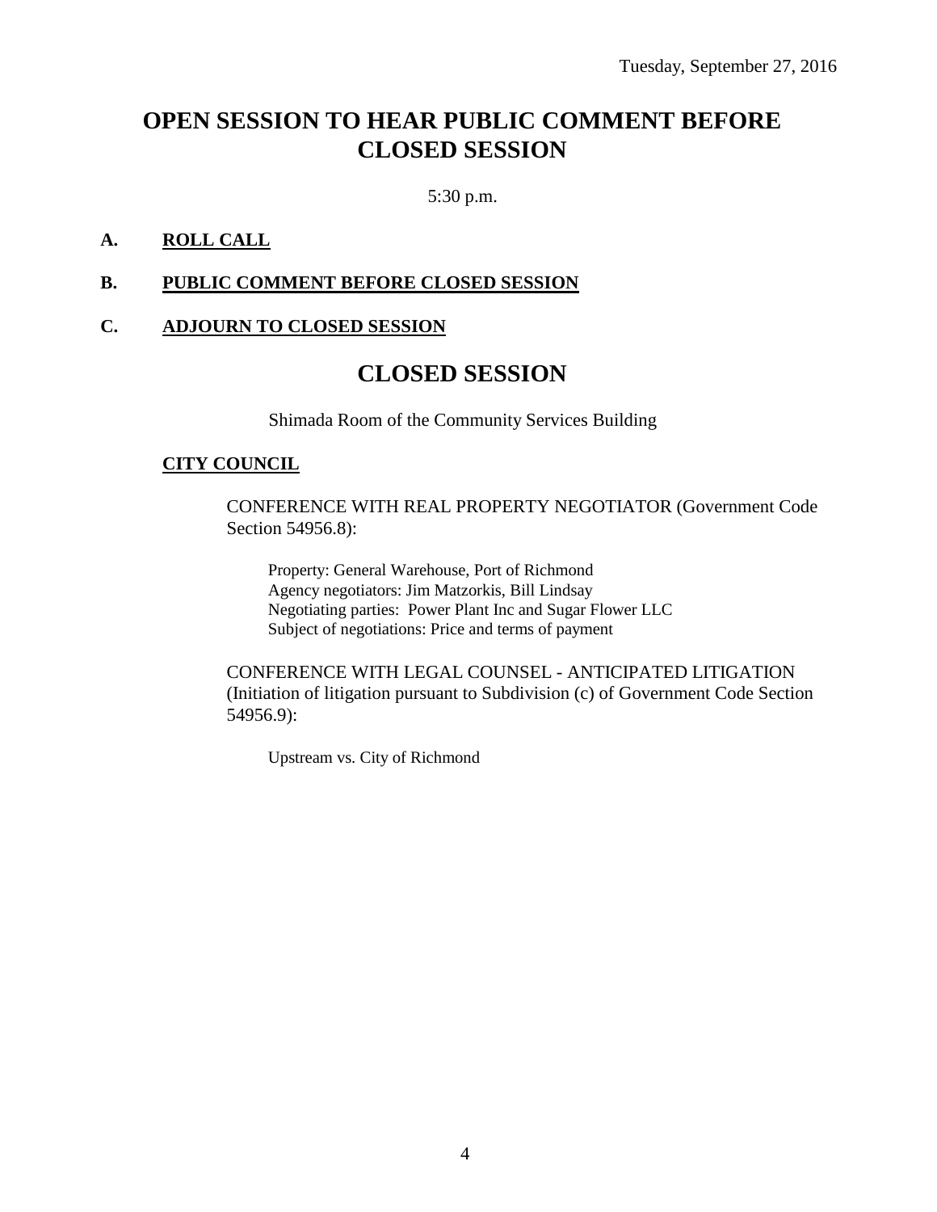Tuesday, September 27, 2016

# OPEN SESSION TO HEAR PUBLIC COMMENT BEFORE CLOSED SESSION

5:30 p.m.

**A. <u>ROLL CALL</u>**

**B. <u>PUBLIC COMMENT BEFORE CLOSED SESSION</u>**

**C. <u>ADJOURN TO CLOSED SESSION</u>**

# CLOSED SESSION

Shimada Room of the Community Services Building

**<u>CITY COUNCIL</u>**

CONFERENCE WITH REAL PROPERTY NEGOTIATOR (Government Code Section 54956.8):

Property: General Warehouse, Port of Richmond
Agency negotiators: Jim Matzorkis, Bill Lindsay
Negotiating parties: Power Plant Inc and Sugar Flower LLC
Subject of negotiations: Price and terms of payment

CONFERENCE WITH LEGAL COUNSEL - ANTICIPATED LITIGATION (Initiation of litigation pursuant to Subdivision (c) of Government Code Section 54956.9):

Upstream vs. City of Richmond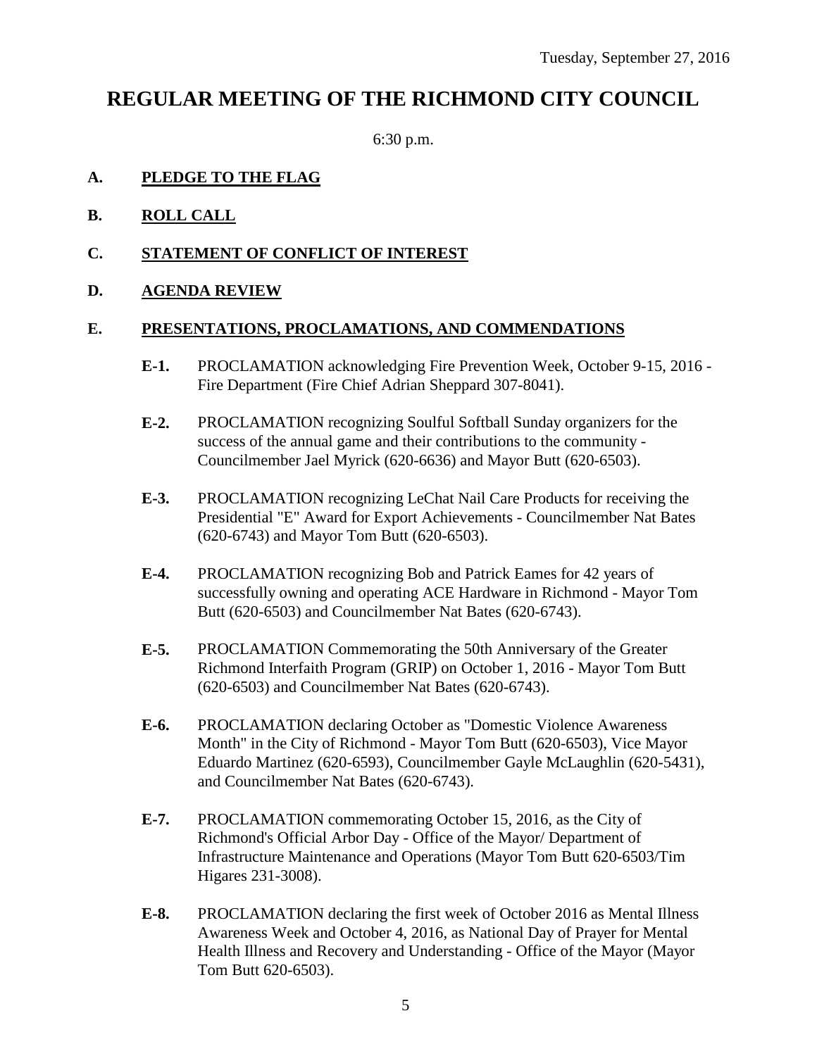Tuesday, September 27, 2016

# REGULAR MEETING OF THE RICHMOND CITY COUNCIL

6:30 p.m.

**A. PLEDGE TO THE FLAG**

**B. ROLL CALL**

**C. STATEMENT OF CONFLICT OF INTEREST**

**D. AGENDA REVIEW**

**E. PRESENTATIONS, PROCLAMATIONS, AND COMMENDATIONS**

**E-1.** PROCLAMATION acknowledging Fire Prevention Week, October 9-15, 2016 - Fire Department (Fire Chief Adrian Sheppard 307-8041).

**E-2.** PROCLAMATION recognizing Soulful Softball Sunday organizers for the success of the annual game and their contributions to the community - Councilmember Jael Myrick (620-6636) and Mayor Butt (620-6503).

**E-3.** PROCLAMATION recognizing LeChat Nail Care Products for receiving the Presidential "E" Award for Export Achievements - Councilmember Nat Bates (620-6743) and Mayor Tom Butt (620-6503).

**E-4.** PROCLAMATION recognizing Bob and Patrick Eames for 42 years of successfully owning and operating ACE Hardware in Richmond - Mayor Tom Butt (620-6503) and Councilmember Nat Bates (620-6743).

**E-5.** PROCLAMATION Commemorating the 50th Anniversary of the Greater Richmond Interfaith Program (GRIP) on October 1, 2016 - Mayor Tom Butt (620-6503) and Councilmember Nat Bates (620-6743).

**E-6.** PROCLAMATION declaring October as "Domestic Violence Awareness Month" in the City of Richmond - Mayor Tom Butt (620-6503), Vice Mayor Eduardo Martinez (620-6593), Councilmember Gayle McLaughlin (620-5431), and Councilmember Nat Bates (620-6743).

**E-7.** PROCLAMATION commemorating October 15, 2016, as the City of Richmond's Official Arbor Day - Office of the Mayor/ Department of Infrastructure Maintenance and Operations (Mayor Tom Butt 620-6503/Tim Higares 231-3008).

**E-8.** PROCLAMATION declaring the first week of October 2016 as Mental Illness Awareness Week and October 4, 2016, as National Day of Prayer for Mental Health Illness and Recovery and Understanding - Office of the Mayor (Mayor Tom Butt 620-6503).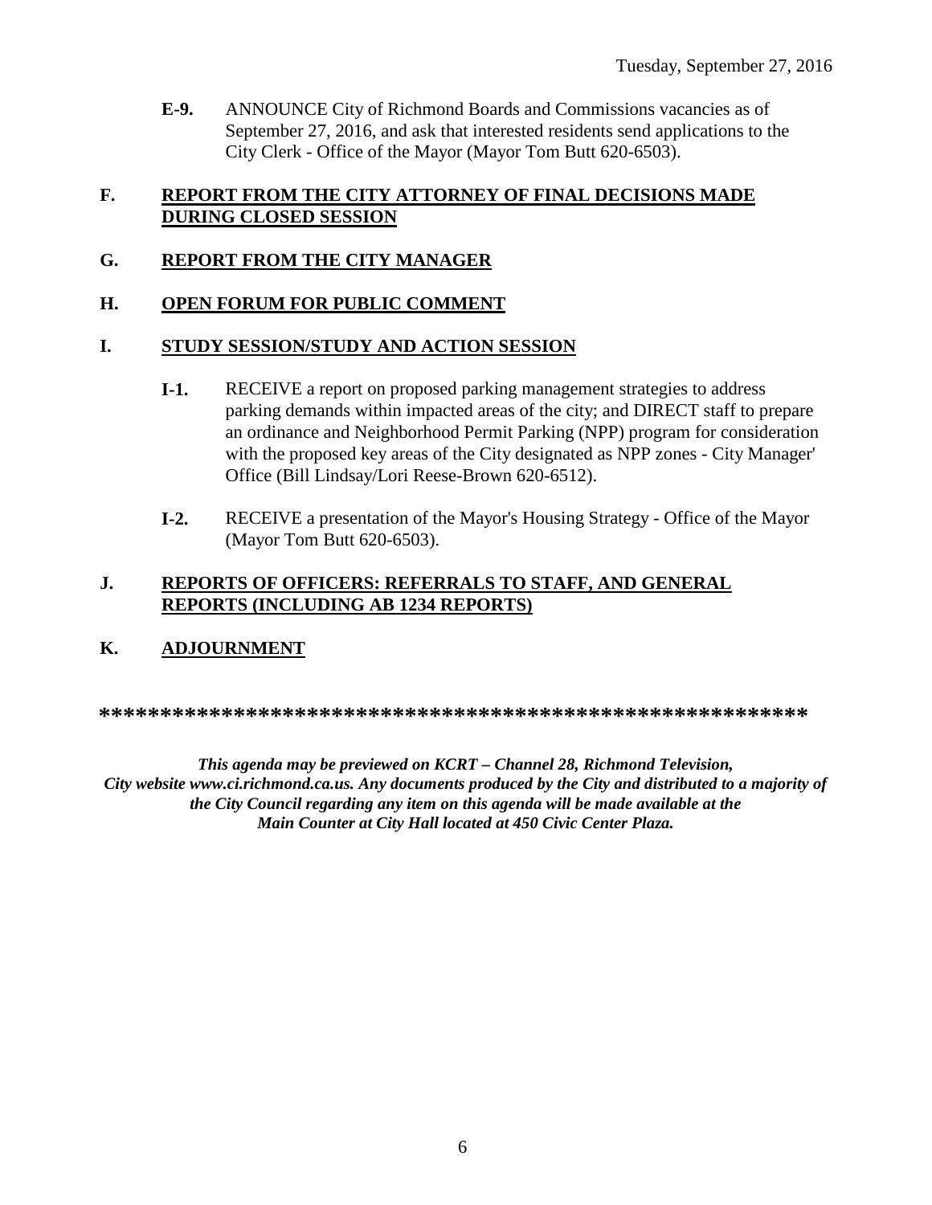**E-9.** ANNOUNCE City of Richmond Boards and Commissions vacancies as of September 27, 2016, and ask that interested residents send applications to the City Clerk - Office of the Mayor (Mayor Tom Butt 620-6503).

## F. REPORT FROM THE CITY ATTORNEY OF FINAL DECISIONS MADE DURING CLOSED SESSION

## G. REPORT FROM THE CITY MANAGER

## H. OPEN FORUM FOR PUBLIC COMMENT

## I. STUDY SESSION/STUDY AND ACTION SESSION

**I-1.** RECEIVE a report on proposed parking management strategies to address parking demands within impacted areas of the city; and DIRECT staff to prepare an ordinance and Neighborhood Permit Parking (NPP) program for consideration with the proposed key areas of the City designated as NPP zones - City Manager' Office (Bill Lindsay/Lori Reese-Brown 620-6512).

**I-2.** RECEIVE a presentation of the Mayor's Housing Strategy - Office of the Mayor (Mayor Tom Butt 620-6503).

## J. REPORTS OF OFFICERS: REFERRALS TO STAFF, AND GENERAL REPORTS (INCLUDING AB 1234 REPORTS)

## K. ADJOURNMENT

**********************************************************

***This agenda may be previewed on KCRT – Channel 28, Richmond Television, City website www.ci.richmond.ca.us. Any documents produced by the City and distributed to a majority of the City Council regarding any item on this agenda will be made available at the Main Counter at City Hall located at 450 Civic Center Plaza.***